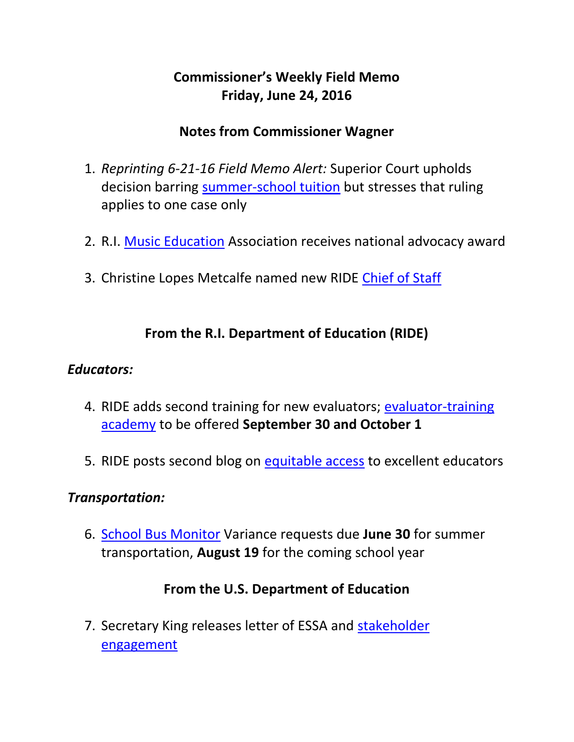# Commissioner's Weekly Field Memo
# Friday, June 24, 2016

## Notes from Commissioner Wagner

1. *Reprinting 6-21-16 Field Memo Alert:* Superior Court upholds decision barring summer-school tuition but stresses that ruling applies to one case only

2. R.I. Music Education Association receives national advocacy award

3. Christine Lopes Metcalfe named new RIDE Chief of Staff

## From the R.I. Department of Education (RIDE)

### *Educators:*

4. RIDE adds second training for new evaluators; evaluator-training academy to be offered **September 30 and October 1**

5. RIDE posts second blog on equitable access to excellent educators

### *Transportation:*

6. School Bus Monitor Variance requests due **June 30** for summer transportation, **August 19** for the coming school year

## From the U.S. Department of Education

7. Secretary King releases letter of ESSA and stakeholder engagement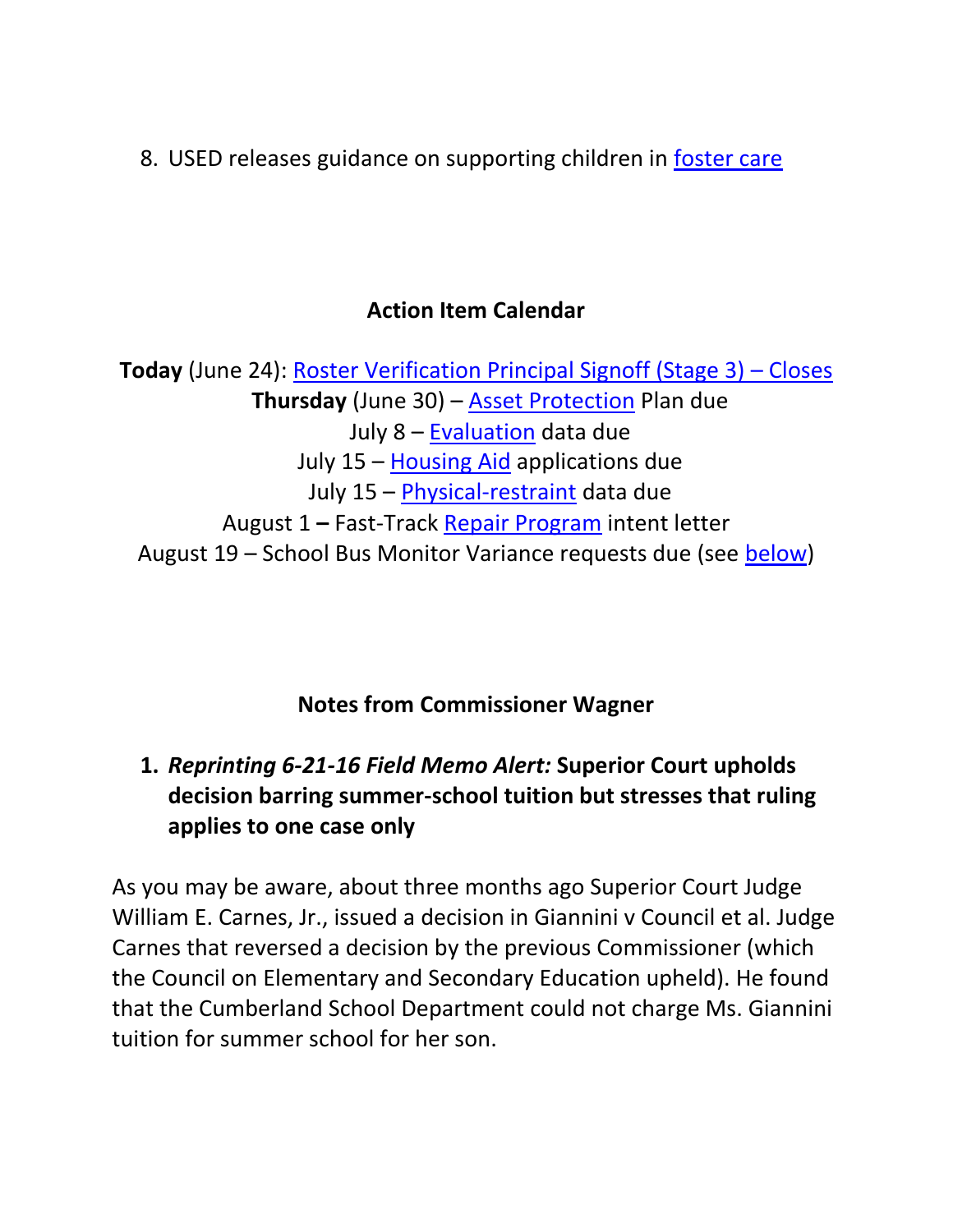8. USED releases guidance on supporting children in foster care

**Action Item Calendar**

**Today** (June 24): Roster Verification Principal Signoff (Stage 3) – Closes
**Thursday** (June 30) – Asset Protection Plan due
July 8 – Evaluation data due
July 15 – Housing Aid applications due
July 15 – Physical-restraint data due
August 1 **–** Fast-Track Repair Program intent letter
August 19 – School Bus Monitor Variance requests due (see below)

**Notes from Commissioner Wagner**

1. ***Reprinting 6-21-16 Field Memo Alert:*** **Superior Court upholds decision barring summer-school tuition but stresses that ruling applies to one case only**

As you may be aware, about three months ago Superior Court Judge William E. Carnes, Jr., issued a decision in Giannini v Council et al. Judge Carnes that reversed a decision by the previous Commissioner (which the Council on Elementary and Secondary Education upheld). He found that the Cumberland School Department could not charge Ms. Giannini tuition for summer school for her son.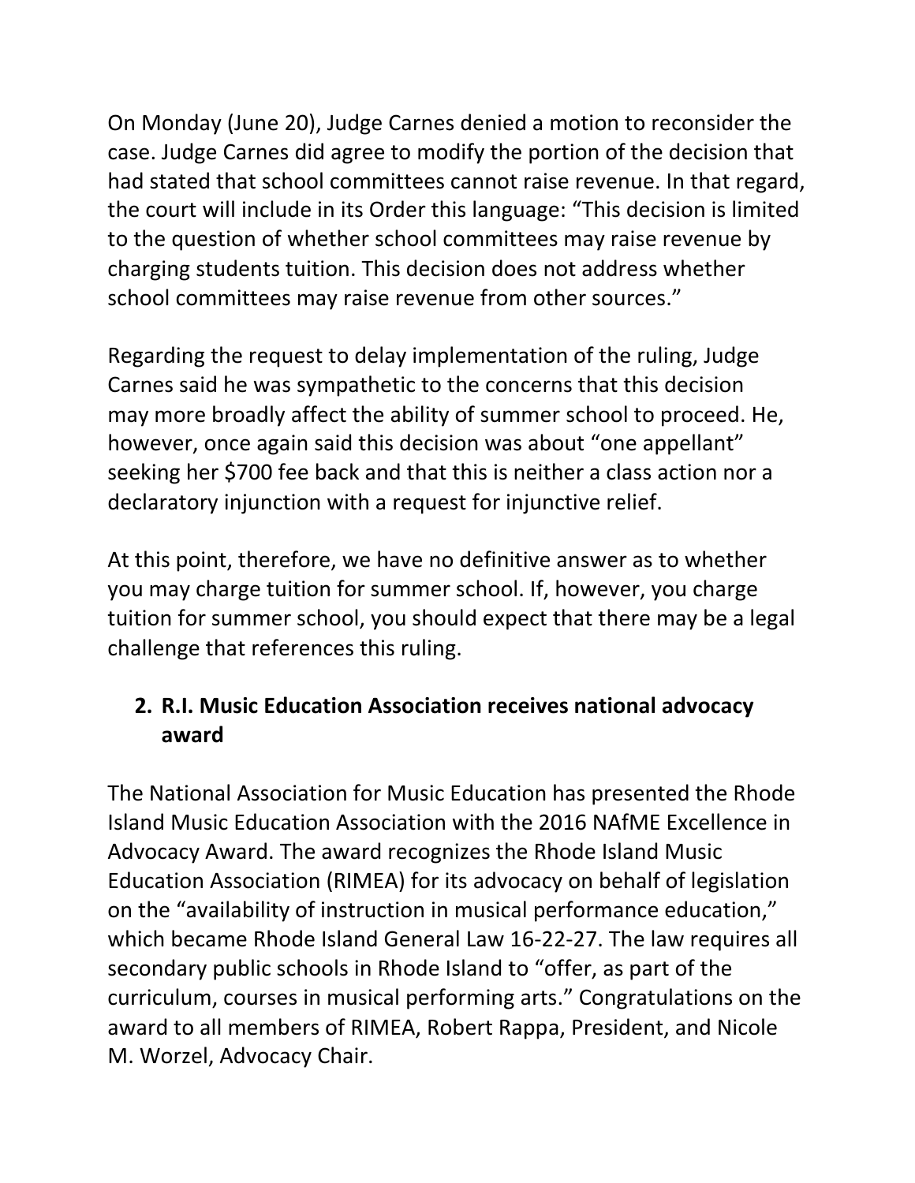On Monday (June 20), Judge Carnes denied a motion to reconsider the case. Judge Carnes did agree to modify the portion of the decision that had stated that school committees cannot raise revenue. In that regard, the court will include in its Order this language: "This decision is limited to the question of whether school committees may raise revenue by charging students tuition. This decision does not address whether school committees may raise revenue from other sources."

Regarding the request to delay implementation of the ruling, Judge Carnes said he was sympathetic to the concerns that this decision may more broadly affect the ability of summer school to proceed. He, however, once again said this decision was about "one appellant" seeking her $700 fee back and that this is neither a class action nor a declaratory injunction with a request for injunctive relief.

At this point, therefore, we have no definitive answer as to whether you may charge tuition for summer school. If, however, you charge tuition for summer school, you should expect that there may be a legal challenge that references this ruling.

## 2. R.I. Music Education Association receives national advocacy award

The National Association for Music Education has presented the Rhode Island Music Education Association with the 2016 NAfME Excellence in Advocacy Award. The award recognizes the Rhode Island Music Education Association (RIMEA) for its advocacy on behalf of legislation on the "availability of instruction in musical performance education," which became Rhode Island General Law 16-22-27. The law requires all secondary public schools in Rhode Island to "offer, as part of the curriculum, courses in musical performing arts." Congratulations on the award to all members of RIMEA, Robert Rappa, President, and Nicole M. Worzel, Advocacy Chair.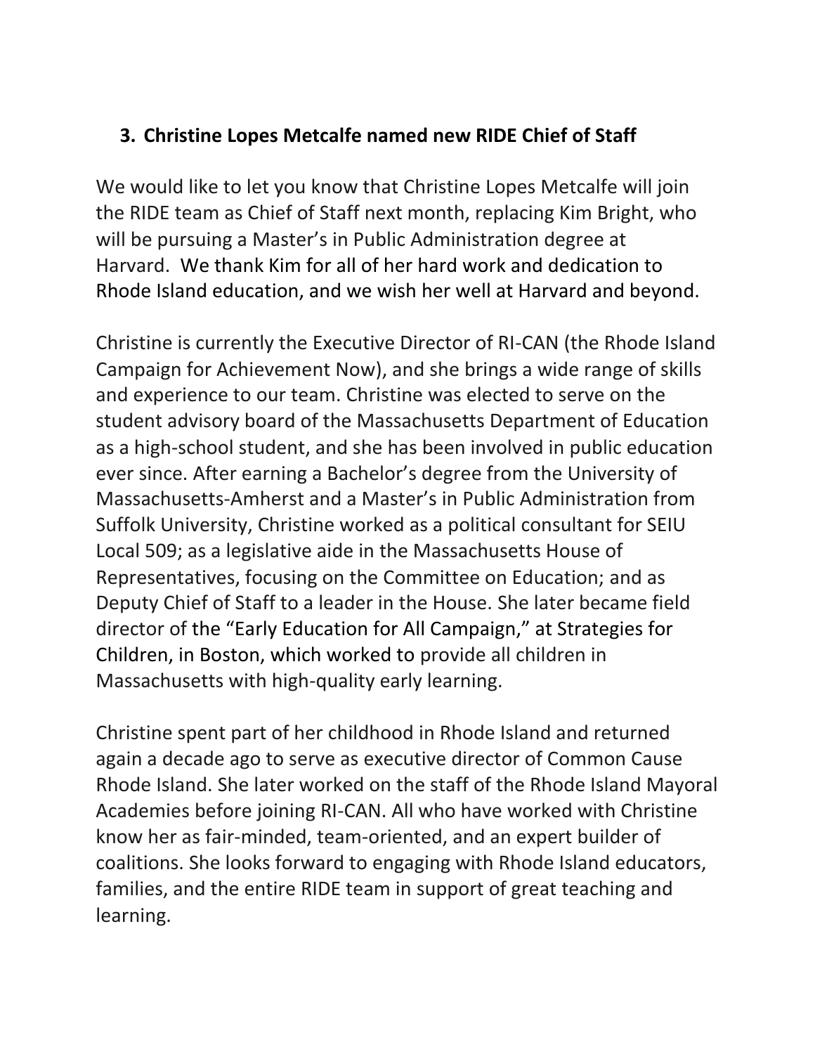### 3. Christine Lopes Metcalfe named new RIDE Chief of Staff

We would like to let you know that Christine Lopes Metcalfe will join the RIDE team as Chief of Staff next month, replacing Kim Bright, who will be pursuing a Master's in Public Administration degree at Harvard. We thank Kim for all of her hard work and dedication to Rhode Island education, and we wish her well at Harvard and beyond.

Christine is currently the Executive Director of RI-CAN (the Rhode Island Campaign for Achievement Now), and she brings a wide range of skills and experience to our team. Christine was elected to serve on the student advisory board of the Massachusetts Department of Education as a high-school student, and she has been involved in public education ever since. After earning a Bachelor's degree from the University of Massachusetts-Amherst and a Master's in Public Administration from Suffolk University, Christine worked as a political consultant for SEIU Local 509; as a legislative aide in the Massachusetts House of Representatives, focusing on the Committee on Education; and as Deputy Chief of Staff to a leader in the House. She later became field director of the "Early Education for All Campaign," at Strategies for Children, in Boston, which worked to provide all children in Massachusetts with high-quality early learning.

Christine spent part of her childhood in Rhode Island and returned again a decade ago to serve as executive director of Common Cause Rhode Island. She later worked on the staff of the Rhode Island Mayoral Academies before joining RI-CAN. All who have worked with Christine know her as fair-minded, team-oriented, and an expert builder of coalitions. She looks forward to engaging with Rhode Island educators, families, and the entire RIDE team in support of great teaching and learning.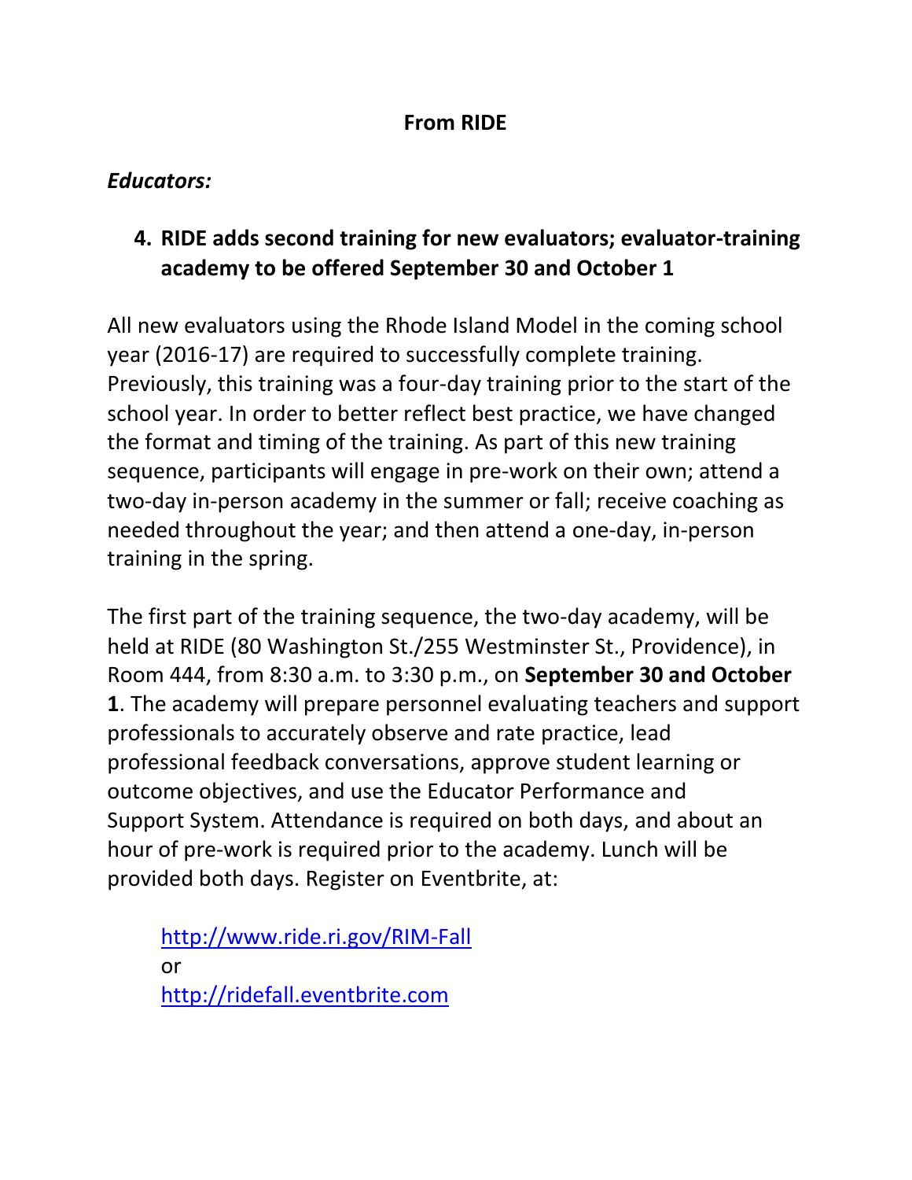## From RIDE

***Educators:***

4. **RIDE adds second training for new evaluators; evaluator-training academy to be offered September 30 and October 1**

All new evaluators using the Rhode Island Model in the coming school year (2016-17) are required to successfully complete training. Previously, this training was a four-day training prior to the start of the school year. In order to better reflect best practice, we have changed the format and timing of the training. As part of this new training sequence, participants will engage in pre-work on their own; attend a two-day in-person academy in the summer or fall; receive coaching as needed throughout the year; and then attend a one-day, in-person training in the spring.

The first part of the training sequence, the two-day academy, will be held at RIDE (80 Washington St./255 Westminster St., Providence), in Room 444, from 8:30 a.m. to 3:30 p.m., on **September 30 and October 1**. The academy will prepare personnel evaluating teachers and support professionals to accurately observe and rate practice, lead professional feedback conversations, approve student learning or outcome objectives, and use the Educator Performance and Support System. Attendance is required on both days, and about an hour of pre-work is required prior to the academy. Lunch will be provided both days. Register on Eventbrite, at:

http://www.ride.ri.gov/RIM-Fall
or
http://ridefall.eventbrite.com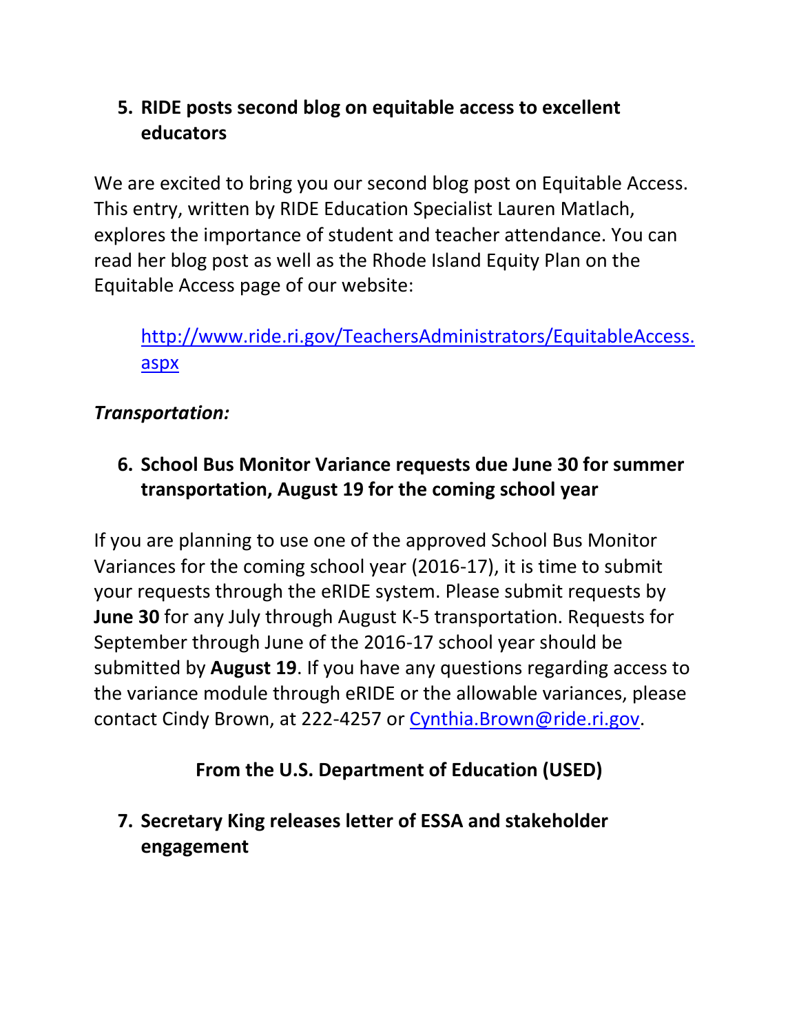5. **RIDE posts second blog on equitable access to excellent educators**

We are excited to bring you our second blog post on Equitable Access. This entry, written by RIDE Education Specialist Lauren Matlach, explores the importance of student and teacher attendance. You can read her blog post as well as the Rhode Island Equity Plan on the Equitable Access page of our website:

> [http://www.ride.ri.gov/TeachersAdministrators/EquitableAccess.aspx](http://www.ride.ri.gov/TeachersAdministrators/EquitableAccess.aspx)

***Transportation:***

6. **School Bus Monitor Variance requests due June 30 for summer transportation, August 19 for the coming school year**

If you are planning to use one of the approved School Bus Monitor Variances for the coming school year (2016-17), it is time to submit your requests through the eRIDE system. Please submit requests by **June 30** for any July through August K-5 transportation. Requests for September through June of the 2016-17 school year should be submitted by **August 19**. If you have any questions regarding access to the variance module through eRIDE or the allowable variances, please contact Cindy Brown, at 222-4257 or [Cynthia.Brown@ride.ri.gov](mailto:Cynthia.Brown@ride.ri.gov).

## From the U.S. Department of Education (USED)

7. **Secretary King releases letter of ESSA and stakeholder engagement**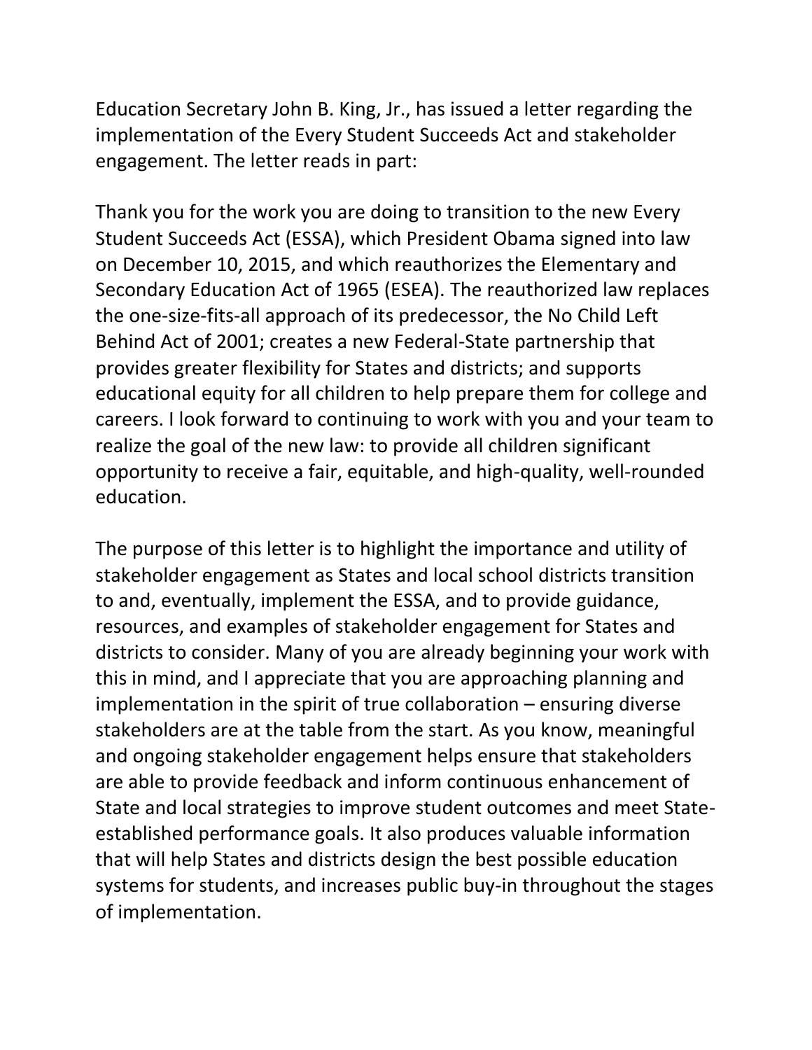Education Secretary John B. King, Jr., has issued a letter regarding the implementation of the Every Student Succeeds Act and stakeholder engagement. The letter reads in part:

Thank you for the work you are doing to transition to the new Every Student Succeeds Act (ESSA), which President Obama signed into law on December 10, 2015, and which reauthorizes the Elementary and Secondary Education Act of 1965 (ESEA). The reauthorized law replaces the one-size-fits-all approach of its predecessor, the No Child Left Behind Act of 2001; creates a new Federal-State partnership that provides greater flexibility for States and districts; and supports educational equity for all children to help prepare them for college and careers. I look forward to continuing to work with you and your team to realize the goal of the new law: to provide all children significant opportunity to receive a fair, equitable, and high-quality, well-rounded education.

The purpose of this letter is to highlight the importance and utility of stakeholder engagement as States and local school districts transition to and, eventually, implement the ESSA, and to provide guidance, resources, and examples of stakeholder engagement for States and districts to consider. Many of you are already beginning your work with this in mind, and I appreciate that you are approaching planning and implementation in the spirit of true collaboration – ensuring diverse stakeholders are at the table from the start. As you know, meaningful and ongoing stakeholder engagement helps ensure that stakeholders are able to provide feedback and inform continuous enhancement of State and local strategies to improve student outcomes and meet State-established performance goals. It also produces valuable information that will help States and districts design the best possible education systems for students, and increases public buy-in throughout the stages of implementation.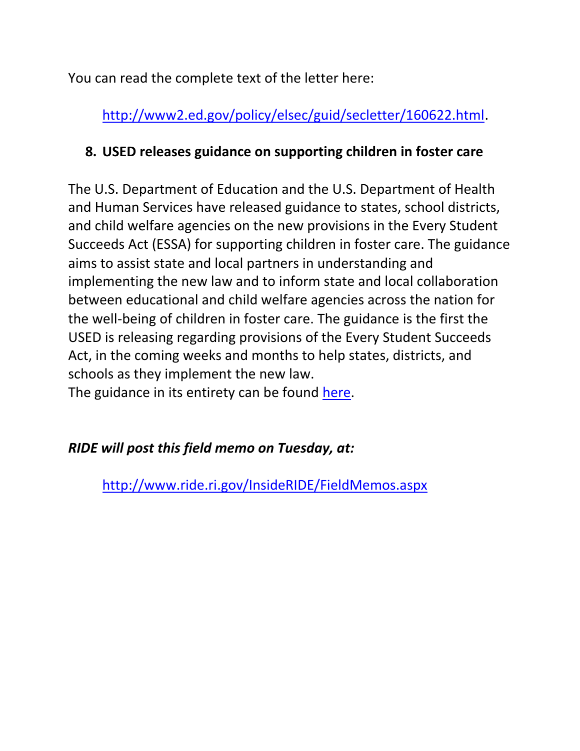You can read the complete text of the letter here:

[http://www2.ed.gov/policy/elsec/guid/secletter/160622.html](http://www2.ed.gov/policy/elsec/guid/secletter/160622.html).

## 8. USED releases guidance on supporting children in foster care

The U.S. Department of Education and the U.S. Department of Health and Human Services have released guidance to states, school districts, and child welfare agencies on the new provisions in the Every Student Succeeds Act (ESSA) for supporting children in foster care. The guidance aims to assist state and local partners in understanding and implementing the new law and to inform state and local collaboration between educational and child welfare agencies across the nation for the well-being of children in foster care. The guidance is the first the USED is releasing regarding provisions of the Every Student Succeeds Act, in the coming weeks and months to help states, districts, and schools as they implement the new law.
The guidance in its entirety can be found here.

***RIDE will post this field memo on Tuesday, at:***

[http://www.ride.ri.gov/InsideRIDE/FieldMemos.aspx](http://www.ride.ri.gov/InsideRIDE/FieldMemos.aspx)